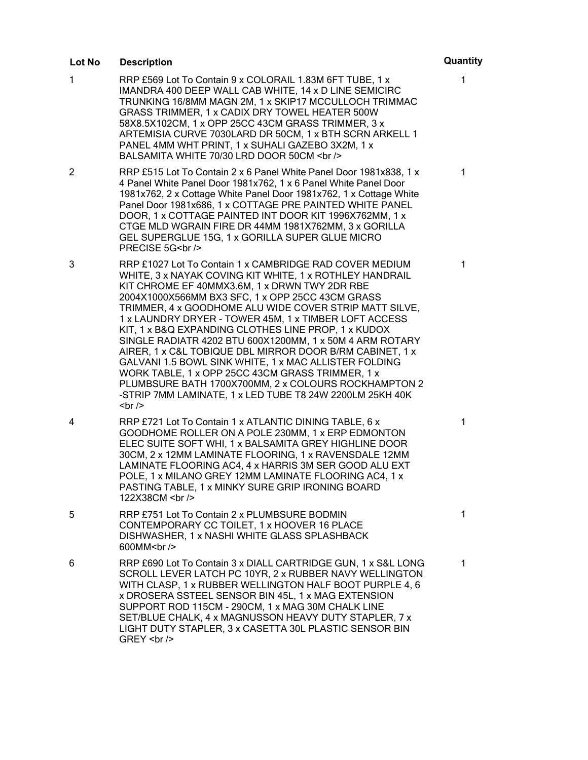| Lot No | Description | Quantity |
|---|---|---|
| 1 | RRP £569 Lot To Contain 9 x COLORAIL 1.83M 6FT TUBE, 1 x IMANDRA 400 DEEP WALL CAB WHITE, 14 x D LINE SEMICIRC TRUNKING 16/8MM MAGN 2M, 1 x SKIP17 MCCULLOCH TRIMMAC GRASS TRIMMER, 1 x CADIX DRY TOWEL HEATER 500W 58X8.5X102CM, 1 x OPP 25CC 43CM GRASS TRIMMER, 3 x ARTEMISIA CURVE 7030LARD DR 50CM, 1 x BTH SCRN ARKELL 1 PANEL 4MM WHT PRINT, 1 x SUHALI GAZEBO 3X2M, 1 x BALSAMITA WHITE 70/30 LRD DOOR 50CM <br /> | 1 |
| 2 | RRP £515 Lot To Contain 2 x 6 Panel White Panel Door 1981x838, 1 x 4 Panel White Panel Door 1981x762, 1 x 6 Panel White Panel Door 1981x762, 2 x Cottage White Panel Door 1981x762, 1 x Cottage White Panel Door 1981x686, 1 x COTTAGE PRE PAINTED WHITE PANEL DOOR, 1 x COTTAGE PAINTED INT DOOR KIT 1996X762MM, 1 x CTGE MLD WGRAIN FIRE DR 44MM 1981X762MM, 3 x GORILLA GEL SUPERGLUE 15G, 1 x GORILLA SUPER GLUE MICRO PRECISE 5G<br /> | 1 |
| 3 | RRP £1027 Lot To Contain 1 x CAMBRIDGE RAD COVER MEDIUM WHITE, 3 x NAYAK COVING KIT WHITE, 1 x ROTHLEY HANDRAIL KIT CHROME EF 40MMX3.6M, 1 x DRWN TWY 2DR RBE 2004X1000X566MM BX3 SFC, 1 x OPP 25CC 43CM GRASS TRIMMER, 4 x GOODHOME ALU WIDE COVER STRIP MATT SILVE, 1 x LAUNDRY DRYER - TOWER 45M, 1 x TIMBER LOFT ACCESS KIT, 1 x B&Q EXPANDING CLOTHES LINE PROP, 1 x KUDOX SINGLE RADIATR 4202 BTU 600X1200MM, 1 x 50M 4 ARM ROTARY AIRER, 1 x C&L TOBIQUE DBL MIRROR DOOR B/RM CABINET, 1 x GALVANI 1.5 BOWL SINK WHITE, 1 x MAC ALLISTER FOLDING WORK TABLE, 1 x OPP 25CC 43CM GRASS TRIMMER, 1 x PLUMBSURE BATH 1700X700MM, 2 x COLOURS ROCKHAMPTON 2 -STRIP 7MM LAMINATE, 1 x LED TUBE T8 24W 2200LM 25KH 40K <br /> | 1 |
| 4 | RRP £721 Lot To Contain 1 x ATLANTIC DINING TABLE, 6 x GOODHOME ROLLER ON A POLE 230MM, 1 x ERP EDMONTON ELEC SUITE SOFT WHI, 1 x BALSAMITA GREY HIGHLINE DOOR 30CM, 2 x 12MM LAMINATE FLOORING, 1 x RAVENSDALE 12MM LAMINATE FLOORING AC4, 4 x HARRIS 3M SER GOOD ALU EXT POLE, 1 x MILANO GREY 12MM LAMINATE FLOORING AC4, 1 x PASTING TABLE, 1 x MINKY SURE GRIP IRONING BOARD 122X38CM <br /> | 1 |
| 5 | RRP £751 Lot To Contain 2 x PLUMBSURE BODMIN CONTEMPORARY CC TOILET, 1 x HOOVER 16 PLACE DISHWASHER, 1 x NASHI WHITE GLASS SPLASHBACK 600MM<br /> | 1 |
| 6 | RRP £690 Lot To Contain 3 x DIALL CARTRIDGE GUN, 1 x S&L LONG SCROLL LEVER LATCH PC 10YR, 2 x RUBBER NAVY WELLINGTON WITH CLASP, 1 x RUBBER WELLINGTON HALF BOOT PURPLE 4, 6 x DROSERA SSTEEL SENSOR BIN 45L, 1 x MAG EXTENSION SUPPORT ROD 115CM - 290CM, 1 x MAG 30M CHALK LINE SET/BLUE CHALK, 4 x MAGNUSSON HEAVY DUTY STAPLER, 7 x LIGHT DUTY STAPLER, 3 x CASETTA 30L PLASTIC SENSOR BIN GREY <br /> | 1 |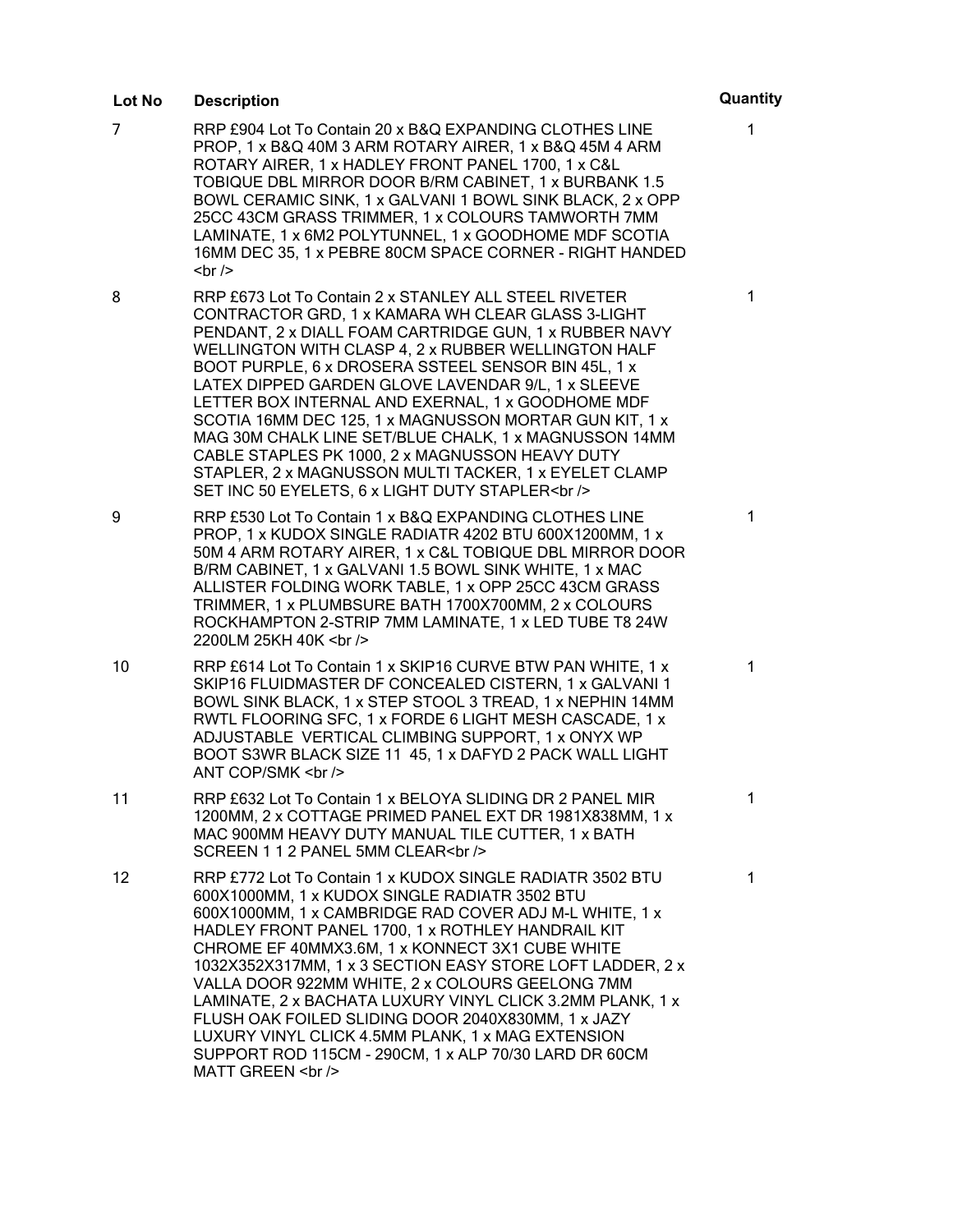| Lot No | Description | Quantity |
| --- | --- | --- |
| 7 | RRP £904 Lot To Contain 20 x B&Q EXPANDING CLOTHES LINE PROP, 1 x B&Q 40M 3 ARM ROTARY AIRER, 1 x B&Q 45M 4 ARM ROTARY AIRER, 1 x HADLEY FRONT PANEL 1700, 1 x C&L TOBIQUE DBL MIRROR DOOR B/RM CABINET, 1 x BURBANK 1.5 BOWL CERAMIC SINK, 1 x GALVANI 1 BOWL SINK BLACK, 2 x OPP 25CC 43CM GRASS TRIMMER, 1 x COLOURS TAMWORTH 7MM LAMINATE, 1 x 6M2 POLYTUNNEL, 1 x GOODHOME MDF SCOTIA 16MM DEC 35, 1 x PEBRE 80CM SPACE CORNER - RIGHT HANDED <br /> | 1 |
| 8 | RRP £673 Lot To Contain 2 x STANLEY ALL STEEL RIVETER CONTRACTOR GRD, 1 x KAMARA WH CLEAR GLASS 3-LIGHT PENDANT, 2 x DIALL FOAM CARTRIDGE GUN, 1 x RUBBER NAVY WELLINGTON WITH CLASP 4, 2 x RUBBER WELLINGTON HALF BOOT PURPLE, 6 x DROSERA SSTEEL SENSOR BIN 45L, 1 x LATEX DIPPED GARDEN GLOVE LAVENDAR 9/L, 1 x SLEEVE LETTER BOX INTERNAL AND EXERNAL, 1 x GOODHOME MDF SCOTIA 16MM DEC 125, 1 x MAGNUSSON MORTAR GUN KIT, 1 x MAG 30M CHALK LINE SET/BLUE CHALK, 1 x MAGNUSSON 14MM CABLE STAPLES PK 1000, 2 x MAGNUSSON HEAVY DUTY STAPLER, 2 x MAGNUSSON MULTI TACKER, 1 x EYELET CLAMP SET INC 50 EYELETS, 6 x LIGHT DUTY STAPLER<br /> | 1 |
| 9 | RRP £530 Lot To Contain 1 x B&Q EXPANDING CLOTHES LINE PROP, 1 x KUDOX SINGLE RADIATR 4202 BTU 600X1200MM, 1 x 50M 4 ARM ROTARY AIRER, 1 x C&L TOBIQUE DBL MIRROR DOOR B/RM CABINET, 1 x GALVANI 1.5 BOWL SINK WHITE, 1 x MAC ALLISTER FOLDING WORK TABLE, 1 x OPP 25CC 43CM GRASS TRIMMER, 1 x PLUMBSURE BATH 1700X700MM, 2 x COLOURS ROCKHAMPTON 2-STRIP 7MM LAMINATE, 1 x LED TUBE T8 24W 2200LM 25KH 40K <br /> | 1 |
| 10 | RRP £614 Lot To Contain 1 x SKIP16 CURVE BTW PAN WHITE, 1 x SKIP16 FLUIDMASTER DF CONCEALED CISTERN, 1 x GALVANI 1 BOWL SINK BLACK, 1 x STEP STOOL 3 TREAD, 1 x NEPHIN 14MM RWTL FLOORING SFC, 1 x FORDE 6 LIGHT MESH CASCADE, 1 x ADJUSTABLE VERTICAL CLIMBING SUPPORT, 1 x ONYX WP BOOT S3WR BLACK SIZE 11 45, 1 x DAFYD 2 PACK WALL LIGHT ANT COP/SMK <br /> | 1 |
| 11 | RRP £632 Lot To Contain 1 x BELOYA SLIDING DR 2 PANEL MIR 1200MM, 2 x COTTAGE PRIMED PANEL EXT DR 1981X838MM, 1 x MAC 900MM HEAVY DUTY MANUAL TILE CUTTER, 1 x BATH SCREEN 1 1 2 PANEL 5MM CLEAR<br /> | 1 |
| 12 | RRP £772 Lot To Contain 1 x KUDOX SINGLE RADIATR 3502 BTU 600X1000MM, 1 x KUDOX SINGLE RADIATR 3502 BTU 600X1000MM, 1 x CAMBRIDGE RAD COVER ADJ M-L WHITE, 1 x HADLEY FRONT PANEL 1700, 1 x ROTHLEY HANDRAIL KIT CHROME EF 40MMX3.6M, 1 x KONNECT 3X1 CUBE WHITE 1032X352X317MM, 1 x 3 SECTION EASY STORE LOFT LADDER, 2 x VALLA DOOR 922MM WHITE, 2 x COLOURS GEELONG 7MM LAMINATE, 2 x BACHATA LUXURY VINYL CLICK 3.2MM PLANK, 1 x FLUSH OAK FOILED SLIDING DOOR 2040X830MM, 1 x JAZY LUXURY VINYL CLICK 4.5MM PLANK, 1 x MAG EXTENSION SUPPORT ROD 115CM - 290CM, 1 x ALP 70/30 LARD DR 60CM MATT GREEN <br /> | 1 |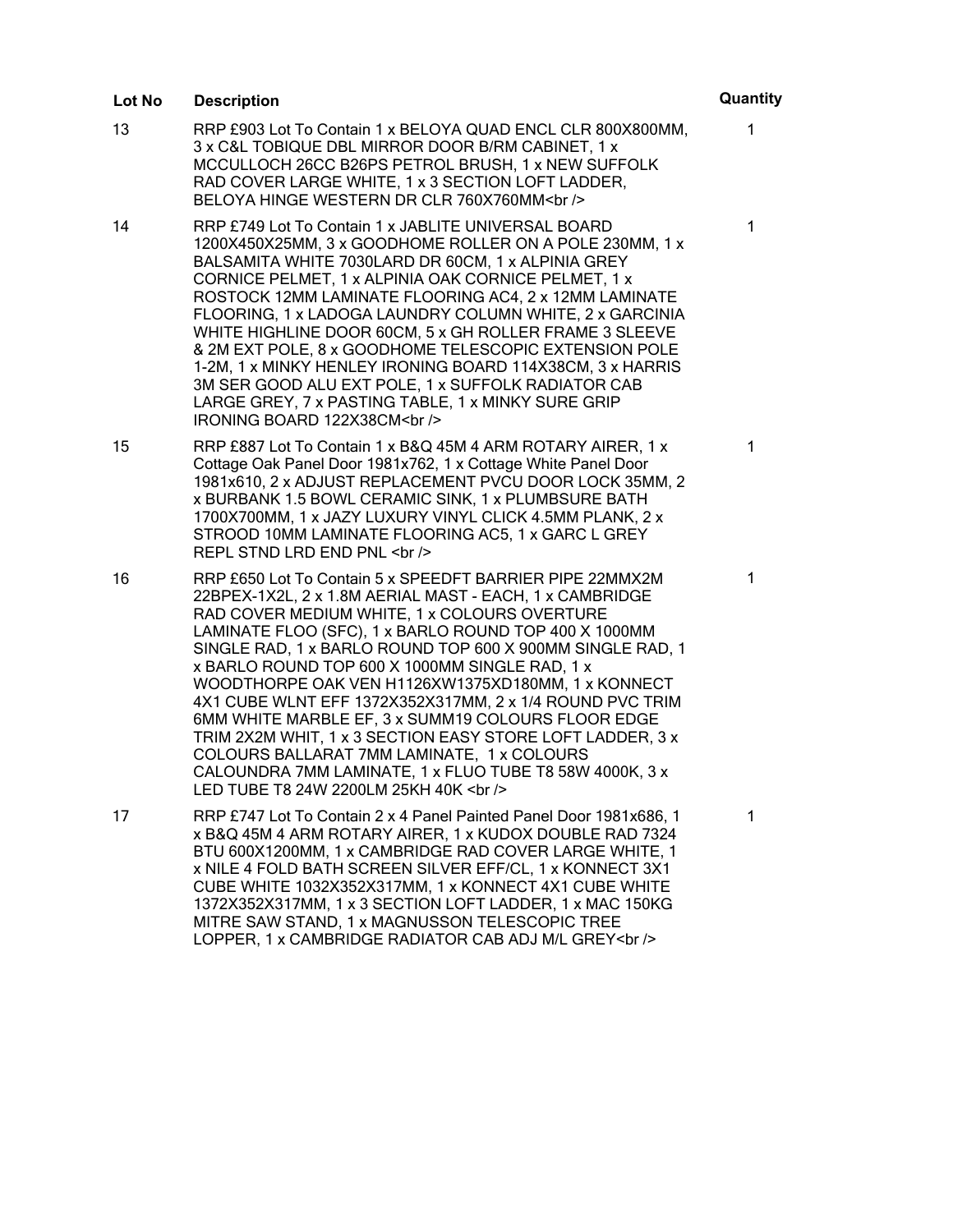| Lot No | Description | Quantity |
| --- | --- | --- |
| 13 | RRP £903 Lot To Contain 1 x BELOYA QUAD ENCL CLR 800X800MM, 3 x C&L TOBIQUE DBL MIRROR DOOR B/RM CABINET, 1 x MCCULLOCH 26CC B26PS PETROL BRUSH, 1 x NEW SUFFOLK RAD COVER LARGE WHITE, 1 x 3 SECTION LOFT LADDER, BELOYA HINGE WESTERN DR CLR 760X760MM<br /> | 1 |
| 14 | RRP £749 Lot To Contain 1 x JABLITE UNIVERSAL BOARD 1200X450X25MM, 3 x GOODHOME ROLLER ON A POLE 230MM, 1 x BALSAMITA WHITE 7030LARD DR 60CM, 1 x ALPINIA GREY CORNICE PELMET, 1 x ALPINIA OAK CORNICE PELMET, 1 x ROSTOCK 12MM LAMINATE FLOORING AC4, 2 x 12MM LAMINATE FLOORING, 1 x LADOGA LAUNDRY COLUMN WHITE, 2 x GARCINIA WHITE HIGHLINE DOOR 60CM, 5 x GH ROLLER FRAME 3 SLEEVE & 2M EXT POLE, 8 x GOODHOME TELESCOPIC EXTENSION POLE 1-2M, 1 x MINKY HENLEY IRONING BOARD 114X38CM, 3 x HARRIS 3M SER GOOD ALU EXT POLE, 1 x SUFFOLK RADIATOR CAB LARGE GREY, 7 x PASTING TABLE, 1 x MINKY SURE GRIP IRONING BOARD 122X38CM<br /> | 1 |
| 15 | RRP £887 Lot To Contain 1 x B&Q 45M 4 ARM ROTARY AIRER, 1 x Cottage Oak Panel Door 1981x762, 1 x Cottage White Panel Door 1981x610, 2 x ADJUST REPLACEMENT PVCU DOOR LOCK 35MM, 2 x BURBANK 1.5 BOWL CERAMIC SINK, 1 x PLUMBSURE BATH 1700X700MM, 1 x JAZY LUXURY VINYL CLICK 4.5MM PLANK, 2 x STROOD 10MM LAMINATE FLOORING AC5, 1 x GARC L GREY REPL STND LRD END PNL <br /> | 1 |
| 16 | RRP £650 Lot To Contain 5 x SPEEDFT BARRIER PIPE 22MMX2M 22BPEX-1X2L, 2 x 1.8M AERIAL MAST - EACH, 1 x CAMBRIDGE RAD COVER MEDIUM WHITE, 1 x COLOURS OVERTURE LAMINATE FLOO (SFC), 1 x BARLO ROUND TOP 400 X 1000MM SINGLE RAD, 1 x BARLO ROUND TOP 600 X 900MM SINGLE RAD, 1 x BARLO ROUND TOP 600 X 1000MM SINGLE RAD, 1 x WOODTHORPE OAK VEN H1126XW1375XD180MM, 1 x KONNECT 4X1 CUBE WLNT EFF 1372X352X317MM, 2 x 1/4 ROUND PVC TRIM 6MM WHITE MARBLE EF, 3 x SUMM19 COLOURS FLOOR EDGE TRIM 2X2M WHIT, 1 x 3 SECTION EASY STORE LOFT LADDER, 3 x COLOURS BALLARAT 7MM LAMINATE, 1 x COLOURS CALOUNDRA 7MM LAMINATE, 1 x FLUO TUBE T8 58W 4000K, 3 x LED TUBE T8 24W 2200LM 25KH 40K <br /> | 1 |
| 17 | RRP £747 Lot To Contain 2 x 4 Panel Painted Panel Door 1981x686, 1 x B&Q 45M 4 ARM ROTARY AIRER, 1 x KUDOX DOUBLE RAD 7324 BTU 600X1200MM, 1 x CAMBRIDGE RAD COVER LARGE WHITE, 1 x NILE 4 FOLD BATH SCREEN SILVER EFF/CL, 1 x KONNECT 3X1 CUBE WHITE 1032X352X317MM, 1 x KONNECT 4X1 CUBE WHITE 1372X352X317MM, 1 x 3 SECTION LOFT LADDER, 1 x MAC 150KG MITRE SAW STAND, 1 x MAGNUSSON TELESCOPIC TREE LOPPER, 1 x CAMBRIDGE RADIATOR CAB ADJ M/L GREY<br /> | 1 |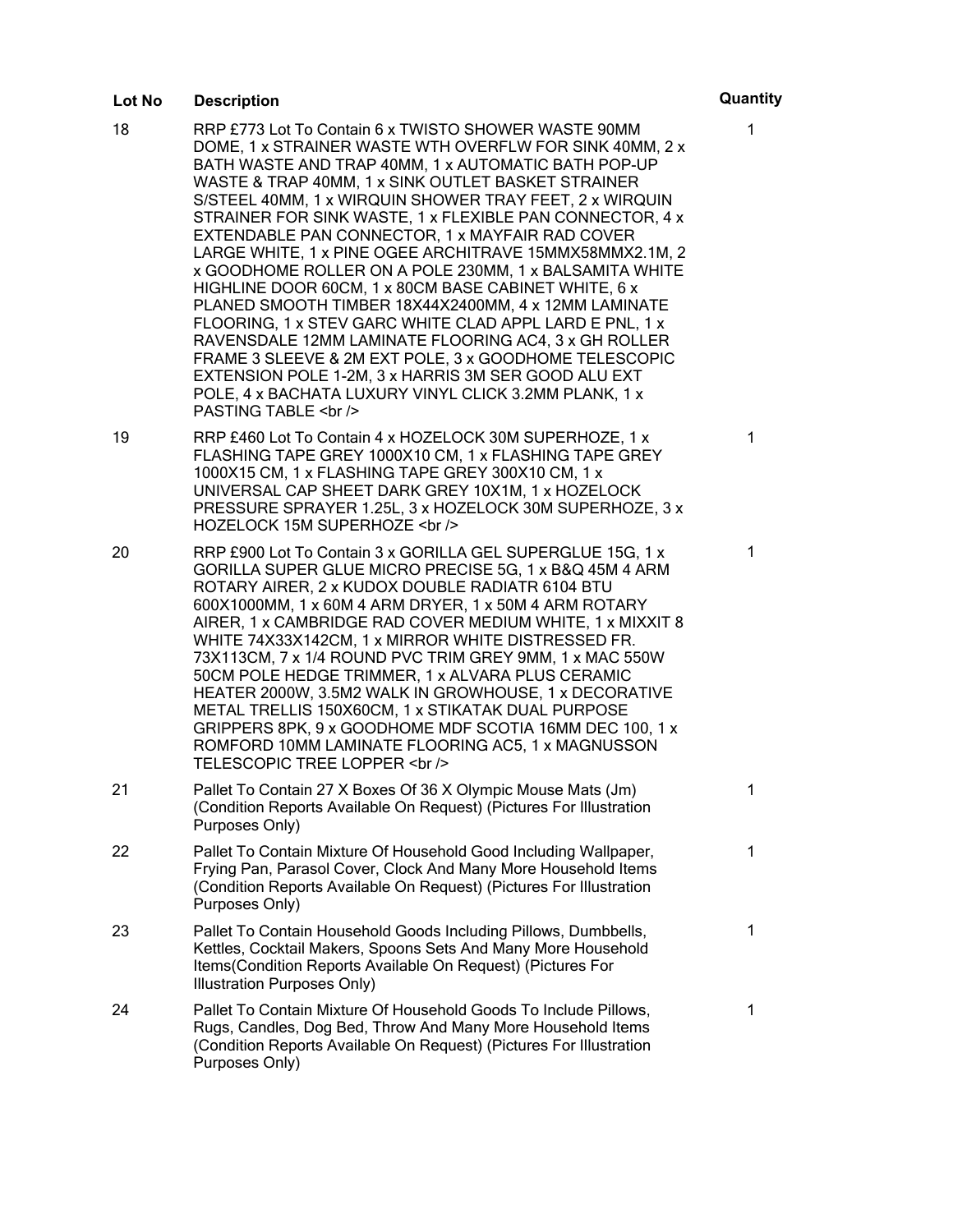| Lot No | Description | Quantity |
| --- | --- | --- |
| 18 | RRP £773 Lot To Contain 6 x TWISTO SHOWER WASTE 90MM DOME, 1 x STRAINER WASTE WTH OVERFLW FOR SINK 40MM, 2 x BATH WASTE AND TRAP 40MM, 1 x AUTOMATIC BATH POP-UP WASTE & TRAP 40MM, 1 x SINK OUTLET BASKET STRAINER S/STEEL 40MM, 1 x WIRQUIN SHOWER TRAY FEET, 2 x WIRQUIN STRAINER FOR SINK WASTE, 1 x FLEXIBLE PAN CONNECTOR, 4 x EXTENDABLE PAN CONNECTOR, 1 x MAYFAIR RAD COVER LARGE WHITE, 1 x PINE OGEE ARCHITRAVE 15MMX58MMX2.1M, 2 x GOODHOME ROLLER ON A POLE 230MM, 1 x BALSAMITA WHITE HIGHLINE DOOR 60CM, 1 x 80CM BASE CABINET WHITE, 6 x PLANED SMOOTH TIMBER 18X44X2400MM, 4 x 12MM LAMINATE FLOORING, 1 x STEV GARC WHITE CLAD APPL LARD E PNL, 1 x RAVENSDALE 12MM LAMINATE FLOORING AC4, 3 x GH ROLLER FRAME 3 SLEEVE & 2M EXT POLE, 3 x GOODHOME TELESCOPIC EXTENSION POLE 1-2M, 3 x HARRIS 3M SER GOOD ALU EXT POLE, 4 x BACHATA LUXURY VINYL CLICK 3.2MM PLANK, 1 x PASTING TABLE <br /> | 1 |
| 19 | RRP £460 Lot To Contain 4 x HOZELOCK 30M SUPERHOZE, 1 x FLASHING TAPE GREY 1000X10 CM, 1 x FLASHING TAPE GREY 1000X15 CM, 1 x FLASHING TAPE GREY 300X10 CM, 1 x UNIVERSAL CAP SHEET DARK GREY 10X1M, 1 x HOZELOCK PRESSURE SPRAYER 1.25L, 3 x HOZELOCK 30M SUPERHOZE, 3 x HOZELOCK 15M SUPERHOZE <br /> | 1 |
| 20 | RRP £900 Lot To Contain 3 x GORILLA GEL SUPERGLUE 15G, 1 x GORILLA SUPER GLUE MICRO PRECISE 5G, 1 x B&Q 45M 4 ARM ROTARY AIRER, 2 x KUDOX DOUBLE RADIATR 6104 BTU 600X1000MM, 1 x 60M 4 ARM DRYER, 1 x 50M 4 ARM ROTARY AIRER, 1 x CAMBRIDGE RAD COVER MEDIUM WHITE, 1 x MIXXIT 8 WHITE 74X33X142CM, 1 x MIRROR WHITE DISTRESSED FR. 73X113CM, 7 x 1/4 ROUND PVC TRIM GREY 9MM, 1 x MAC 550W 50CM POLE HEDGE TRIMMER, 1 x ALVARA PLUS CERAMIC HEATER 2000W, 3.5M2 WALK IN GROWHOUSE, 1 x DECORATIVE METAL TRELLIS 150X60CM, 1 x STIKATAK DUAL PURPOSE GRIPPERS 8PK, 9 x GOODHOME MDF SCOTIA 16MM DEC 100, 1 x ROMFORD 10MM LAMINATE FLOORING AC5, 1 x MAGNUSSON TELESCOPIC TREE LOPPER <br /> | 1 |
| 21 | Pallet To Contain 27 X Boxes Of 36 X Olympic Mouse Mats (Jm) (Condition Reports Available On Request) (Pictures For Illustration Purposes Only) | 1 |
| 22 | Pallet To Contain Mixture Of Household Good Including Wallpaper, Frying Pan, Parasol Cover, Clock And Many More Household Items (Condition Reports Available On Request) (Pictures For Illustration Purposes Only) | 1 |
| 23 | Pallet To Contain Household Goods Including Pillows, Dumbbells, Kettles, Cocktail Makers, Spoons Sets And Many More Household Items(Condition Reports Available On Request) (Pictures For Illustration Purposes Only) | 1 |
| 24 | Pallet To Contain Mixture Of Household Goods To Include Pillows, Rugs, Candles, Dog Bed, Throw And Many More Household Items (Condition Reports Available On Request) (Pictures For Illustration Purposes Only) | 1 |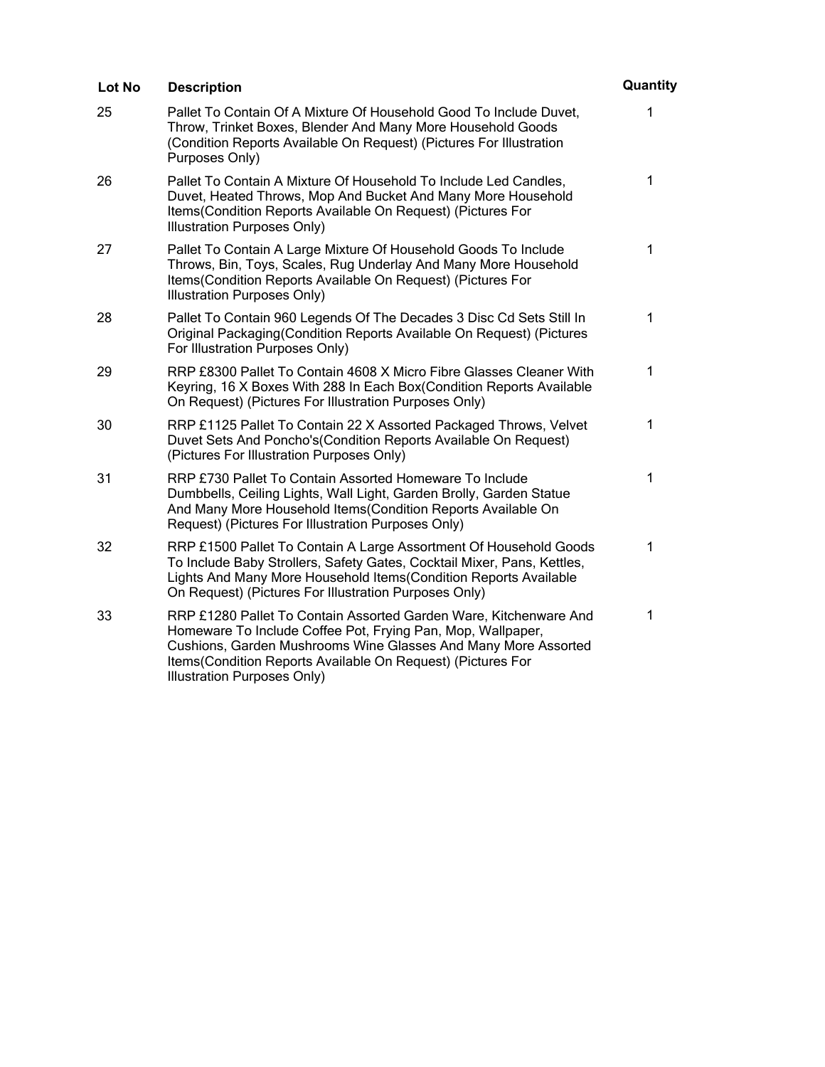| Lot No | Description | Quantity |
| --- | --- | --- |
| 25 | Pallet To Contain Of A Mixture Of Household Good To Include Duvet, Throw, Trinket Boxes, Blender And Many More Household Goods (Condition Reports Available On Request) (Pictures For Illustration Purposes Only) | 1 |
| 26 | Pallet To Contain A Mixture Of Household To Include Led Candles, Duvet, Heated Throws, Mop And Bucket And Many More Household Items(Condition Reports Available On Request) (Pictures For Illustration Purposes Only) | 1 |
| 27 | Pallet To Contain A Large Mixture Of Household Goods To Include Throws, Bin, Toys, Scales, Rug Underlay And Many More Household Items(Condition Reports Available On Request) (Pictures For Illustration Purposes Only) | 1 |
| 28 | Pallet To Contain 960 Legends Of The Decades 3 Disc Cd Sets Still In Original Packaging(Condition Reports Available On Request) (Pictures For Illustration Purposes Only) | 1 |
| 29 | RRP £8300 Pallet To Contain 4608 X Micro Fibre Glasses Cleaner With Keyring, 16 X Boxes With 288 In Each Box(Condition Reports Available On Request) (Pictures For Illustration Purposes Only) | 1 |
| 30 | RRP £1125 Pallet To Contain 22 X Assorted Packaged Throws, Velvet Duvet Sets And Poncho's(Condition Reports Available On Request) (Pictures For Illustration Purposes Only) | 1 |
| 31 | RRP £730 Pallet To Contain Assorted Homeware To Include Dumbbells, Ceiling Lights, Wall Light, Garden Brolly, Garden Statue And Many More Household Items(Condition Reports Available On Request) (Pictures For Illustration Purposes Only) | 1 |
| 32 | RRP £1500 Pallet To Contain A Large Assortment Of Household Goods To Include Baby Strollers, Safety Gates, Cocktail Mixer, Pans, Kettles, Lights And Many More Household Items(Condition Reports Available On Request) (Pictures For Illustration Purposes Only) | 1 |
| 33 | RRP £1280 Pallet To Contain Assorted Garden Ware, Kitchenware And Homeware To Include Coffee Pot, Frying Pan, Mop, Wallpaper, Cushions, Garden Mushrooms Wine Glasses And Many More Assorted Items(Condition Reports Available On Request) (Pictures For Illustration Purposes Only) | 1 |